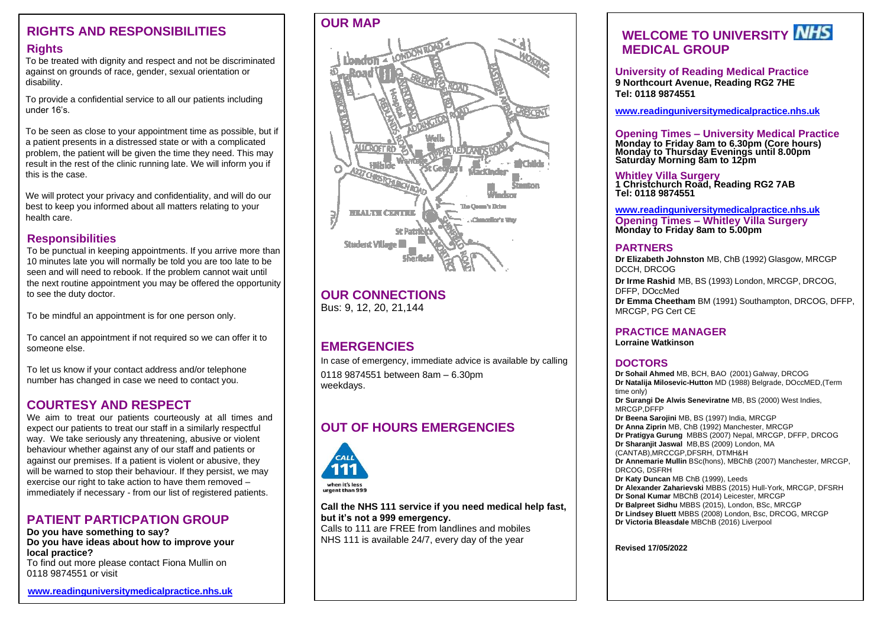## RIGHTS AND RESPONSIBILITIES

### Rights

To be treated with dignity and respect and not be discriminated against on grounds of race, gender, sexual orientation or disability.

To provide a confidential service to all our patients including under 16's.

To be seen as close to your appointment time as possible, but if a patient presents in a distressed state or with a complicated problem, the patient will be given the time they need. This may result in the rest of the clinic running late. We will inform you if this is the case.

We will protect your privacy and confidentiality, and will do our best to keep you informed about all matters relating to your health care.

### Responsibilities

To be punctual in keeping appointments. If you arrive more than 10 minutes late you will normally be told you are too late to be seen and will need to rebook. If the problem cannot wait until the next routine appointment you may be offered the opportunity to see the duty doctor.

To be mindful an appointment is for one person only.

To cancel an appointment if not required so we can offer it to someone else.

To let us know if your contact address and/or telephone number has changed in case we need to contact you.

## COURTESY AND RESPECT

We aim to treat our patients courteously at all times and expect our patients to treat our staff in a similarly respectful way. We take seriously any threatening, abusive or violent behaviour whether against any of our staff and patients or against our premises. If a patient is violent or abusive, they will be warned to stop their behaviour. If they persist, we may exercise our right to take action to have them removed – immediately if necessary - from our list of registered patients.

## PATIENT PARTICPATION GROUP

**Do you have something to say?**
**Do you have ideas about how to improve your local practice?**
To find out more please contact Fiona Mullin on 0118 9874551 or visit

**www.readinguniversitymedicalpractice.nhs.uk**

## OUR MAP

## OUR CONNECTIONS

Bus: 9, 12, 20, 21,144

## EMERGENCIES

In case of emergency, immediate advice is available by calling 0118 9874551 between 8am – 6.30pm weekdays.

## OUT OF HOURS EMERGENCIES

CALL 111 when it's less urgent than 999

**Call the NHS 111 service if you need medical help fast, but it's not a 999 emergency.**
Calls to 111 are FREE from landlines and mobiles
NHS 111 is available 24/7, every day of the year

# WELCOME TO UNIVERSITY NHS MEDICAL GROUP

**University of Reading Medical Practice**
**9 Northcourt Avenue, Reading RG2 7HE**
**Tel: 0118 9874551**

**www.readinguniversitymedicalpractice.nhs.uk**

**Opening Times – University Medical Practice**
**Monday to Friday 8am to 6.30pm (Core hours)**
**Monday to Thursday Evenings until 8.00pm**
**Saturday Morning 8am to 12pm**

**Whitley Villa Surgery**
**1 Christchurch Road, Reading RG2 7AB**
**Tel: 0118 9874551**

**www.readinguniversitymedicalpractice.nhs.uk**
**Opening Times – Whitley Villa Surgery**
**Monday to Friday 8am to 5.00pm**

### PARTNERS

**Dr Elizabeth Johnston** MB, ChB (1992) Glasgow, MRCGP DCCH, DRCOG
**Dr Irme Rashid** MB, BS (1993) London, MRCGP, DRCOG, DFFP, DOccMed
**Dr Emma Cheetham** BM (1991) Southampton, DRCOG, DFFP, MRCGP, PG Cert CE

### PRACTICE MANAGER

**Lorraine Watkinson**

### DOCTORS

**Dr Sohail Ahmed** MB, BCH, BAO (2001) Galway, DRCOG
**Dr Natalija Milosevic-Hutton** MD (1988) Belgrade, DOccMED,(Term time only)
**Dr Surangi De Alwis Seneviratne** MB, BS (2000) West Indies, MRCGP,DFFP
**Dr Beena Sarojini** MB, BS (1997) India, MRCGP
**Dr Anna Ziprin** MB, ChB (1992) Manchester, MRCGP
**Dr Pratigya Gurung** MBBS (2007) Nepal, MRCGP, DFFP, DRCOG
**Dr Sharanjit Jaswal** MB,BS (2009) London, MA (CANTAB),MRCCGP,DFSRH, DTMH&H
**Dr Annemarie Mullin** BSc(hons), MBChB (2007) Manchester, MRCGP, DRCOG, DSFRH
**Dr Katy Duncan** MB ChB (1999), Leeds
**Dr Alexander Zaharievski** MBBS (2015) Hull-York, MRCGP, DFSRH
**Dr Sonal Kumar** MBChB (2014) Leicester, MRCGP
**Dr Balpreet Sidhu** MBBS (2015), London, BSc, MRCGP
**Dr Lindsey Bluett** MBBS (2008) London, Bsc, DRCOG, MRCGP
**Dr Victoria Bleasdale** MBChB (2016) Liverpool

**Revised 17/05/2022**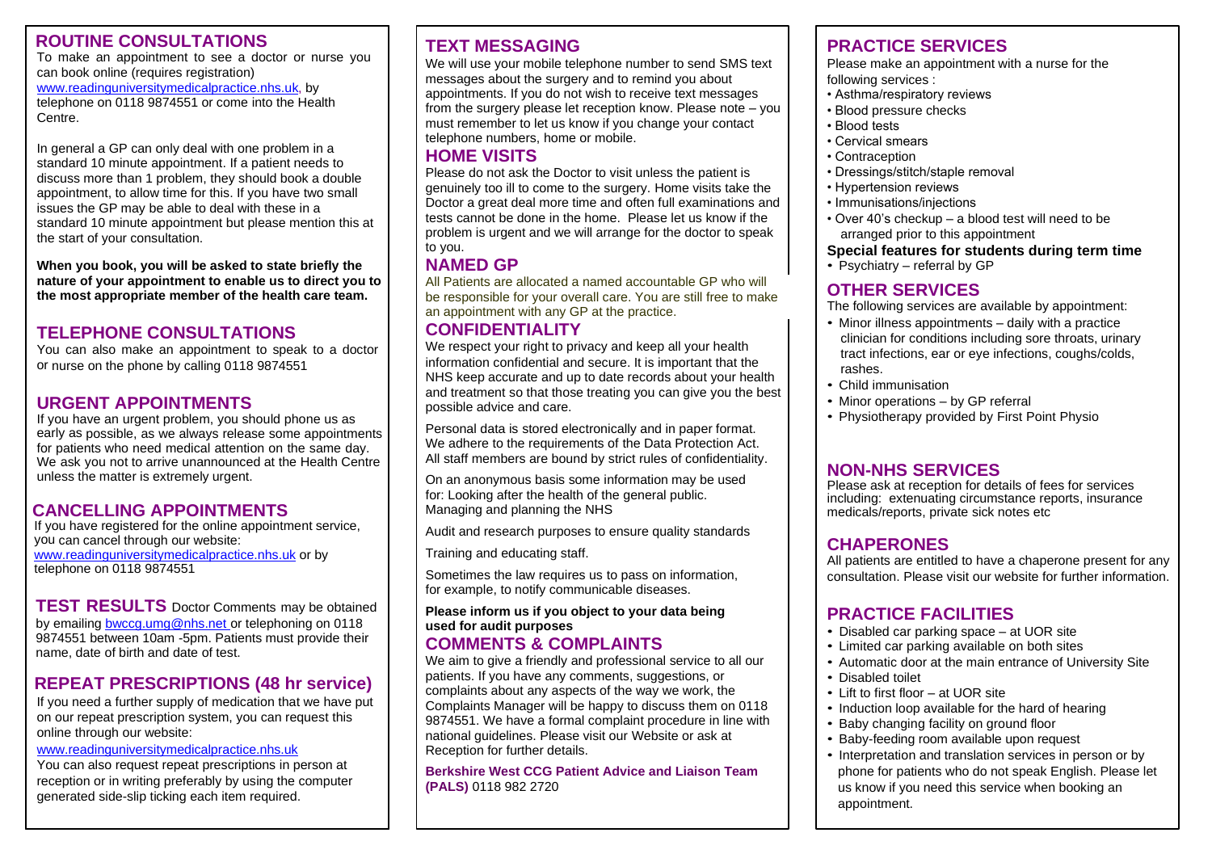## ROUTINE CONSULTATIONS

To make an appointment to see a doctor or nurse you can book online (requires registration) www.readinguniversitymedicalpractice.nhs.uk, by telephone on 0118 9874551 or come into the Health Centre.

In general a GP can only deal with one problem in a standard 10 minute appointment. If a patient needs to discuss more than 1 problem, they should book a double appointment, to allow time for this. If you have two small issues the GP may be able to deal with these in a standard 10 minute appointment but please mention this at the start of your consultation.

**When you book, you will be asked to state briefly the nature of your appointment to enable us to direct you to the most appropriate member of the health care team.**

## TELEPHONE CONSULTATIONS

You can also make an appointment to speak to a doctor or nurse on the phone by calling 0118 9874551

## URGENT APPOINTMENTS

If you have an urgent problem, you should phone us as early as possible, as we always release some appointments for patients who need medical attention on the same day. We ask you not to arrive unannounced at the Health Centre unless the matter is extremely urgent.

## CANCELLING APPOINTMENTS

If you have registered for the online appointment service, you can cancel through our website: www.readinguniversitymedicalpractice.nhs.uk or by telephone on 0118 9874551

## TEST RESULTS

Doctor Comments may be obtained by emailing bwccg.umg@nhs.net or telephoning on 0118 9874551 between 10am -5pm. Patients must provide their name, date of birth and date of test.

## REPEAT PRESCRIPTIONS (48 hr service)

If you need a further supply of medication that we have put on our repeat prescription system, you can request this online through our website:

www.readinguniversitymedicalpractice.nhs.uk

You can also request repeat prescriptions in person at reception or in writing preferably by using the computer generated side-slip ticking each item required.

## TEXT MESSAGING

We will use your mobile telephone number to send SMS text messages about the surgery and to remind you about appointments. If you do not wish to receive text messages from the surgery please let reception know. Please note – you must remember to let us know if you change your contact telephone numbers, home or mobile.

## HOME VISITS

Please do not ask the Doctor to visit unless the patient is genuinely too ill to come to the surgery. Home visits take the Doctor a great deal more time and often full examinations and tests cannot be done in the home. Please let us know if the problem is urgent and we will arrange for the doctor to speak to you.

## NAMED GP

All Patients are allocated a named accountable GP who will be responsible for your overall care. You are still free to make an appointment with any GP at the practice.

## CONFIDENTIALITY

We respect your right to privacy and keep all your health information confidential and secure. It is important that the NHS keep accurate and up to date records about your health and treatment so that those treating you can give you the best possible advice and care.

Personal data is stored electronically and in paper format. We adhere to the requirements of the Data Protection Act. All staff members are bound by strict rules of confidentiality.

On an anonymous basis some information may be used for: Looking after the health of the general public. Managing and planning the NHS

Audit and research purposes to ensure quality standards

Training and educating staff.

Sometimes the law requires us to pass on information, for example, to notify communicable diseases.

**Please inform us if you object to your data being used for audit purposes**

## COMMENTS & COMPLAINTS

We aim to give a friendly and professional service to all our patients. If you have any comments, suggestions, or complaints about any aspects of the way we work, the Complaints Manager will be happy to discuss them on 0118 9874551. We have a formal complaint procedure in line with national guidelines. Please visit our Website or ask at Reception for further details.

**Berkshire West CCG Patient Advice and Liaison Team (PALS)** 0118 982 2720

## PRACTICE SERVICES

Please make an appointment with a nurse for the following services :

- Asthma/respiratory reviews
- Blood pressure checks
- Blood tests
- Cervical smears
- Contraception
- Dressings/stitch/staple removal
- Hypertension reviews
- Immunisations/injections
- Over 40's checkup – a blood test will need to be arranged prior to this appointment

**Special features for students during term time**

- Psychiatry – referral by GP

## OTHER SERVICES

The following services are available by appointment:

- Minor illness appointments – daily with a practice clinician for conditions including sore throats, urinary tract infections, ear or eye infections, coughs/colds, rashes.
- Child immunisation
- Minor operations – by GP referral
- Physiotherapy provided by First Point Physio

## NON-NHS SERVICES

Please ask at reception for details of fees for services including: extenuating circumstance reports, insurance medicals/reports, private sick notes etc

## CHAPERONES

All patients are entitled to have a chaperone present for any consultation. Please visit our website for further information.

## PRACTICE FACILITIES

- Disabled car parking space – at UOR site
- Limited car parking available on both sites
- Automatic door at the main entrance of University Site
- Disabled toilet
- Lift to first floor – at UOR site
- Induction loop available for the hard of hearing
- Baby changing facility on ground floor
- Baby-feeding room available upon request
- Interpretation and translation services in person or by phone for patients who do not speak English. Please let us know if you need this service when booking an appointment.